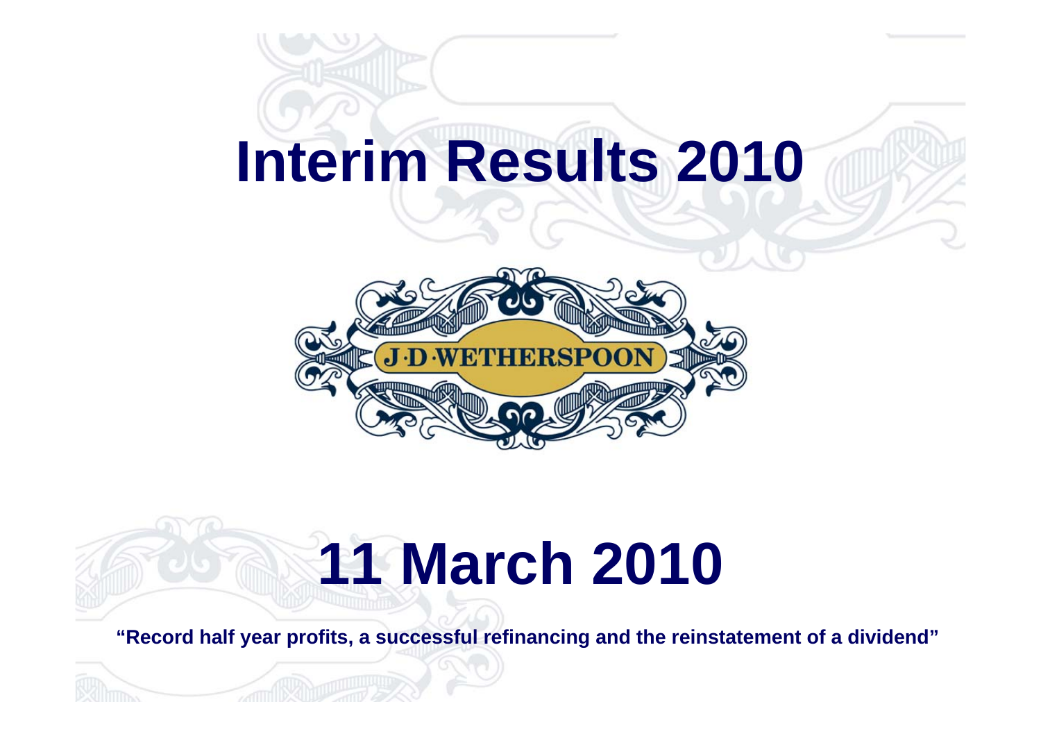# Interim Results 2010

J·D·WETHERSPOON

# 11 March 2010

**"Record half year profits, a successful refinancing and the reinstatement of a dividend"**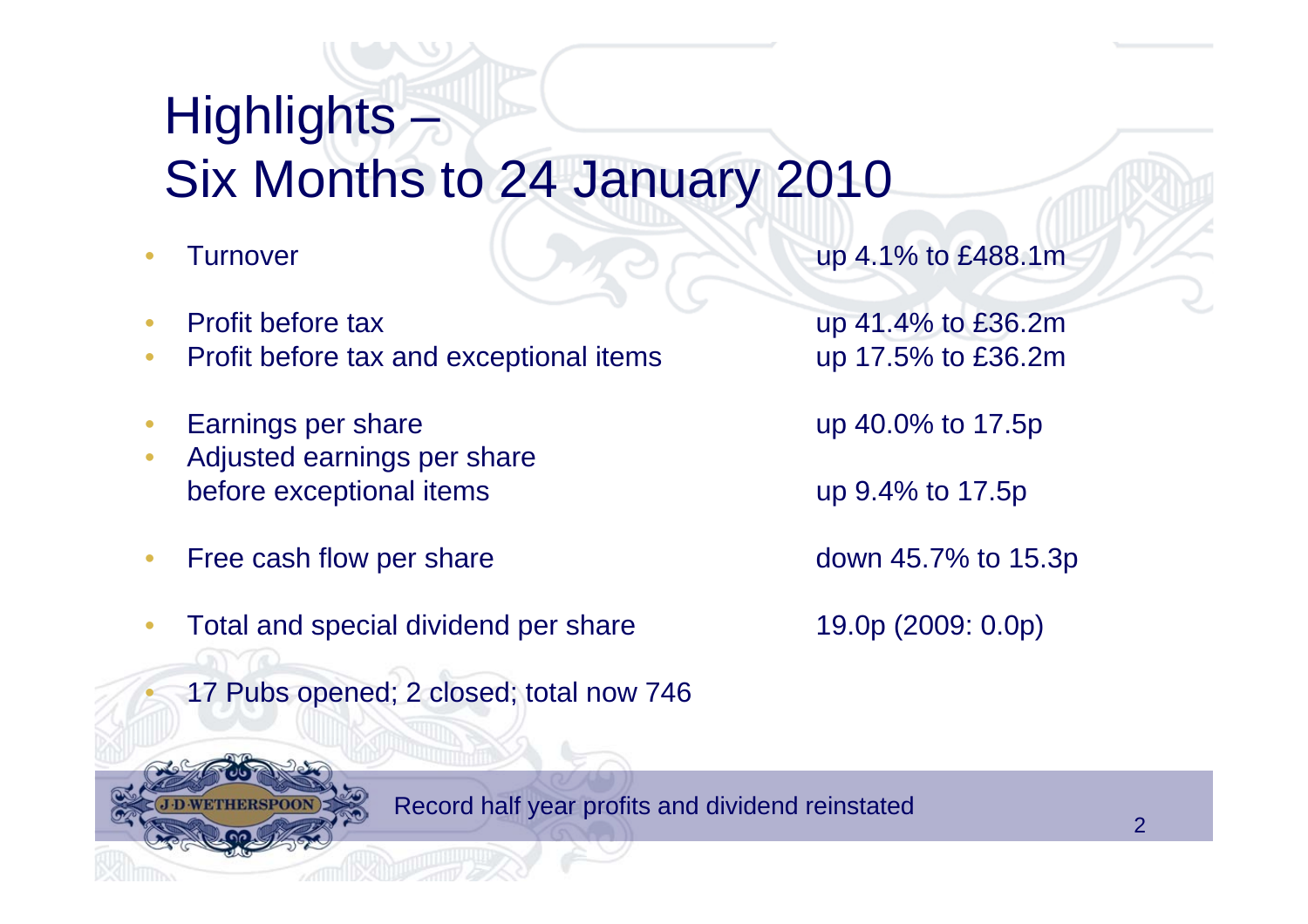# Highlights – Six Months to 24 January 2010

| | |
|---|---|
| Turnover | up 4.1% to £488.1m |
| Profit before tax | up 41.4% to £36.2m |
| Profit before tax and exceptional items | up 17.5% to £36.2m |
| Earnings per share | up 40.0% to 17.5p |
| Adjusted earnings per share before exceptional items | up 9.4% to 17.5p |
| Free cash flow per share | down 45.7% to 15.3p |
| Total and special dividend per share | 19.0p (2009: 0.0p) |

- 17 Pubs opened; 2 closed; total now 746

J D WETHERSPOON

Record half year profits and dividend reinstated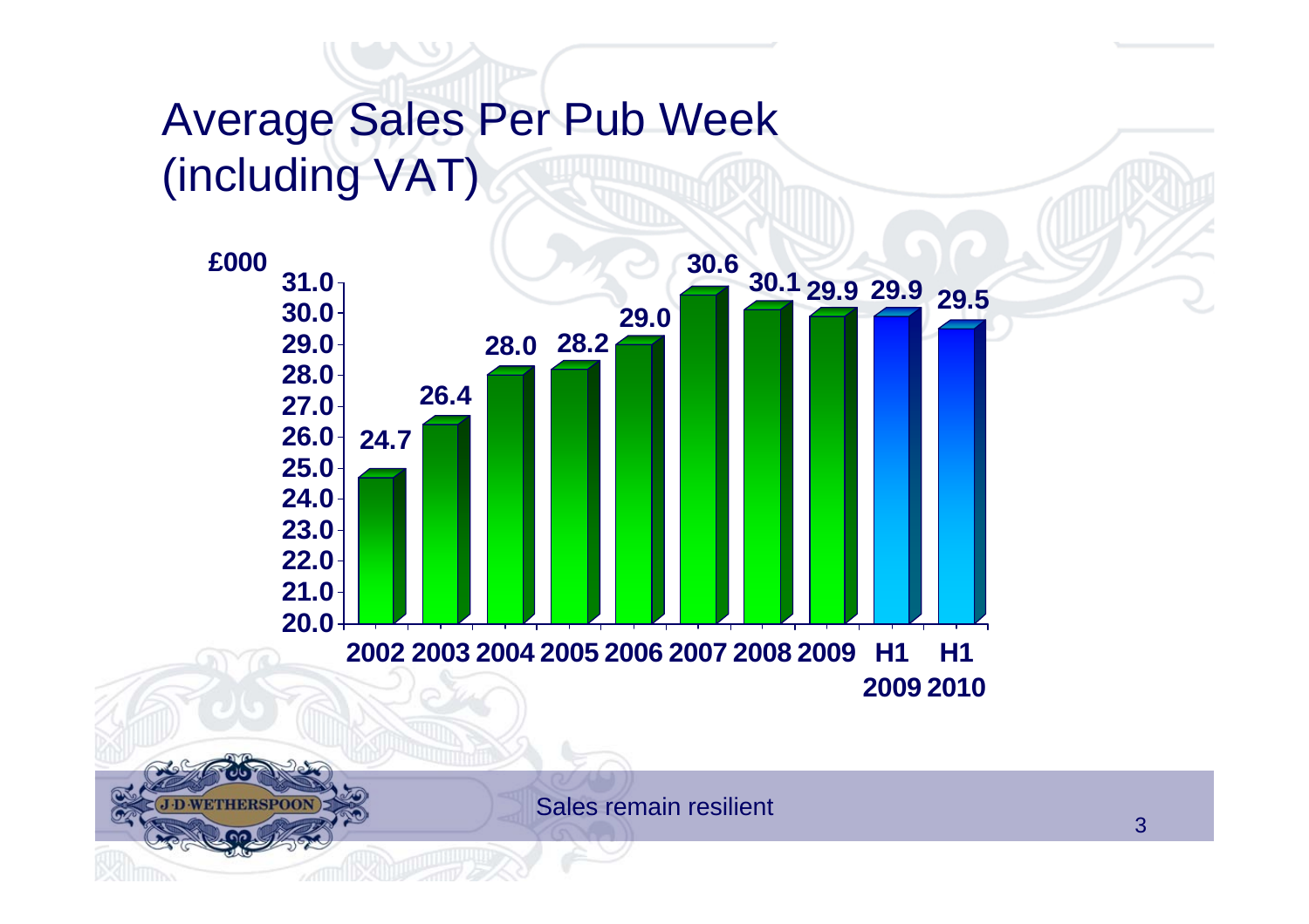# Average Sales Per Pub Week (including VAT)

| £000 | 2002 | 2003 | 2004 | 2005 | 2006 | 2007 | 2008 | 2009 | H1 2009 | H1 2010 |
|---|---|---|---|---|---|---|---|---|---|---|
| Average sales per pub week | 24.7 | 26.4 | 28.0 | 28.2 | 29.0 | 30.6 | 30.1 | 29.9 | 29.9 | 29.5 |

Sales remain resilient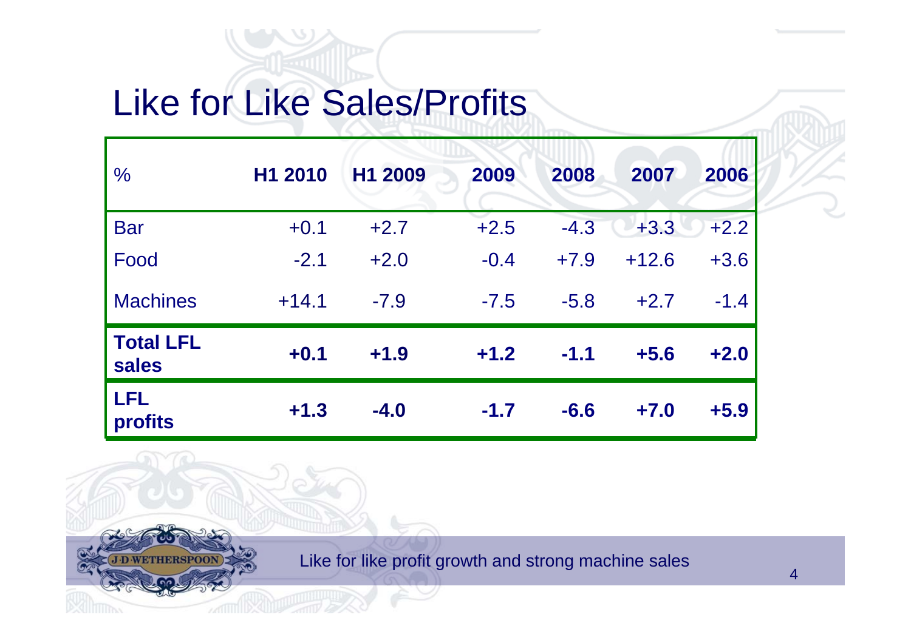# Like for Like Sales/Profits

| % | H1 2010 | H1 2009 | 2009 | 2008 | 2007 | 2006 |
|---|---|---|---|---|---|---|
| Bar | +0.1 | +2.7 | +2.5 | -4.3 | +3.3 | +2.2 |
| Food | -2.1 | +2.0 | -0.4 | +7.9 | +12.6 | +3.6 |
| Machines | +14.1 | -7.9 | -7.5 | -5.8 | +2.7 | -1.4 |
| **Total LFL sales** | **+0.1** | **+1.9** | **+1.2** | **-1.1** | **+5.6** | **+2.0** |
| **LFL profits** | **+1.3** | **-4.0** | **-1.7** | **-6.6** | **+7.0** | **+5.9** |

Like for like profit growth and strong machine sales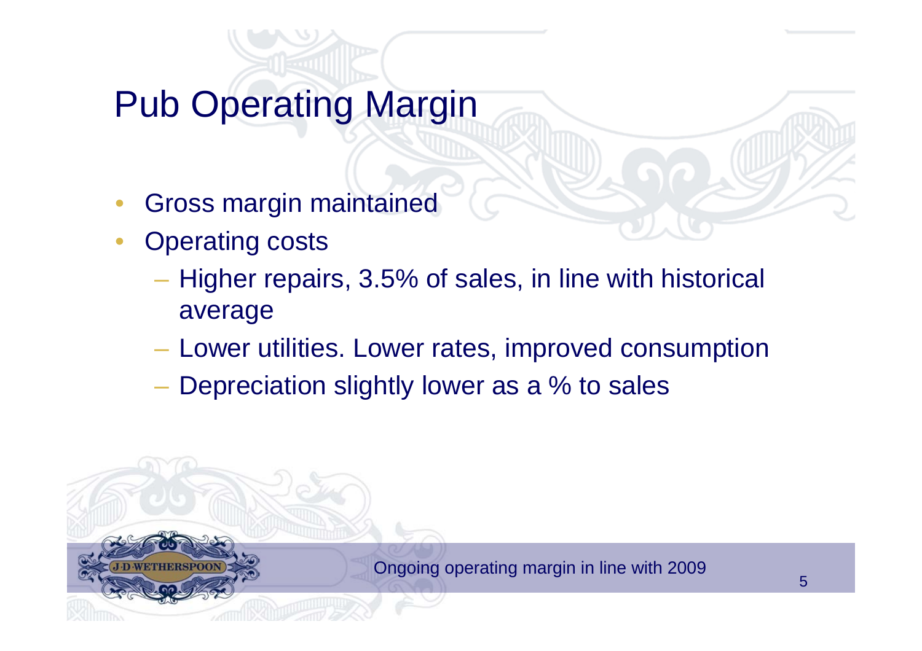# Pub Operating Margin

- Gross margin maintained
- Operating costs
  - Higher repairs, 3.5% of sales, in line with historical average
  - Lower utilities. Lower rates, improved consumption
  - Depreciation slightly lower as a % to sales

Ongoing operating margin in line with 2009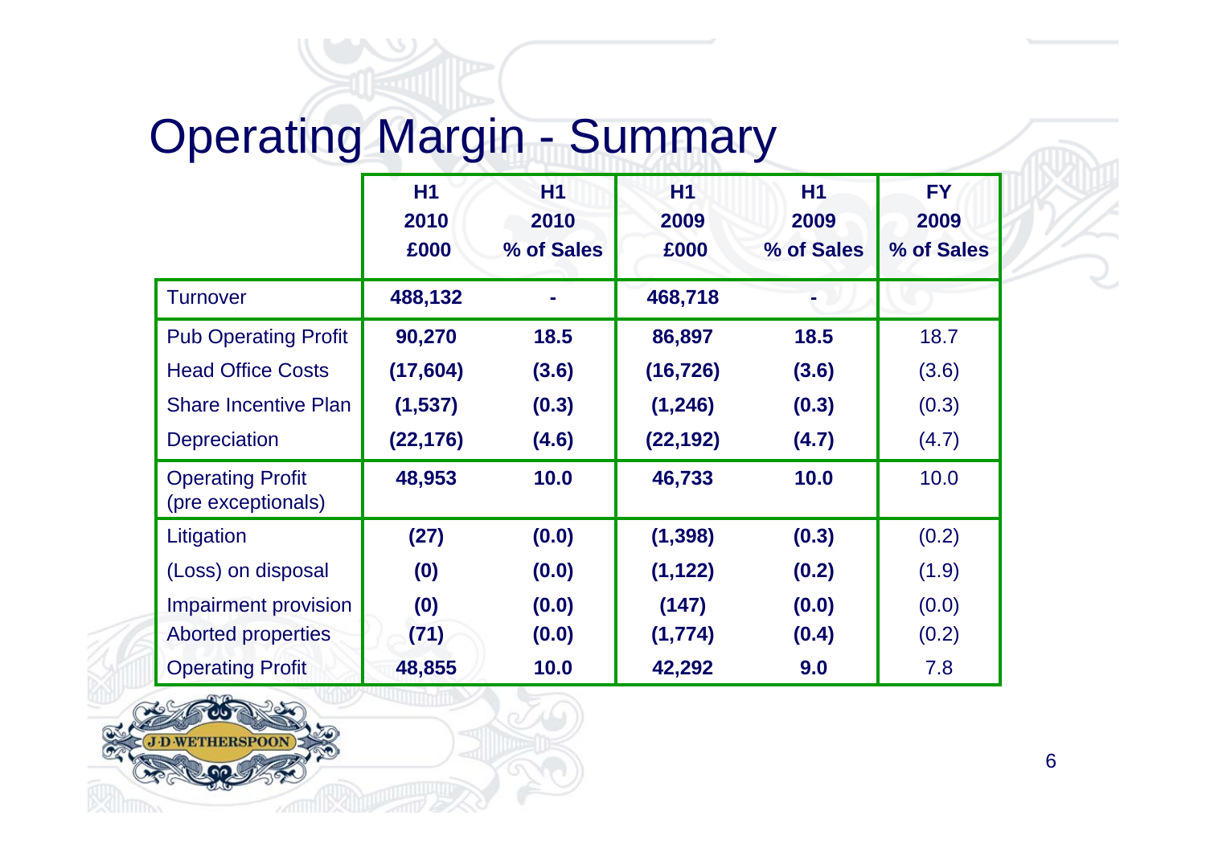# Operating Margin - Summary

| | H1 2010 £000 | H1 2010 % of Sales | H1 2009 £000 | H1 2009 % of Sales | FY 2009 % of Sales |
|---|---|---|---|---|---|
| Turnover | **488,132** | **-** | **468,718** | **-** | |
| Pub Operating Profit | **90,270** | **18.5** | **86,897** | **18.5** | 18.7 |
| Head Office Costs | **(17,604)** | **(3.6)** | **(16,726)** | **(3.6)** | (3.6) |
| Share Incentive Plan | **(1,537)** | **(0.3)** | **(1,246)** | **(0.3)** | (0.3) |
| Depreciation | **(22,176)** | **(4.6)** | **(22,192)** | **(4.7)** | (4.7) |
| Operating Profit (pre exceptionals) | **48,953** | **10.0** | **46,733** | **10.0** | 10.0 |
| Litigation | **(27)** | **(0.0)** | **(1,398)** | **(0.3)** | (0.2) |
| (Loss) on disposal | **(0)** | **(0.0)** | **(1,122)** | **(0.2)** | (1.9) |
| Impairment provision | **(0)** | **(0.0)** | **(147)** | **(0.0)** | (0.0) |
| Aborted properties | **(71)** | **(0.0)** | **(1,774)** | **(0.4)** | (0.2) |
| Operating Profit | **48,855** | **10.0** | **42,292** | **9.0** | 7.8 |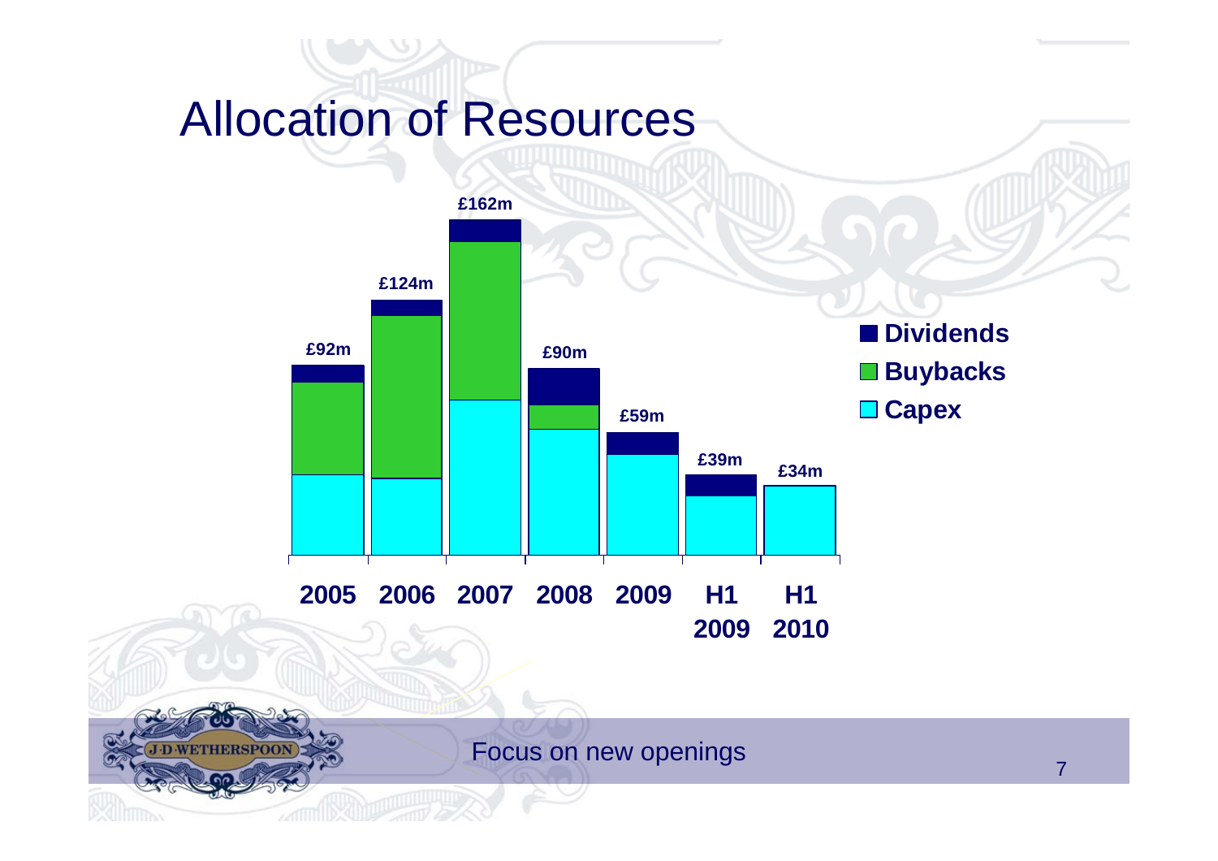# Allocation of Resources

| | 2005 | 2006 | 2007 | 2008 | 2009 | H1 2009 | H1 2010 |
|---|---|---|---|---|---|---|---|
| Total | £92m | £124m | £162m | £90m | £59m | £39m | £34m |

Legend: Dividends, Buybacks, Capex

Focus on new openings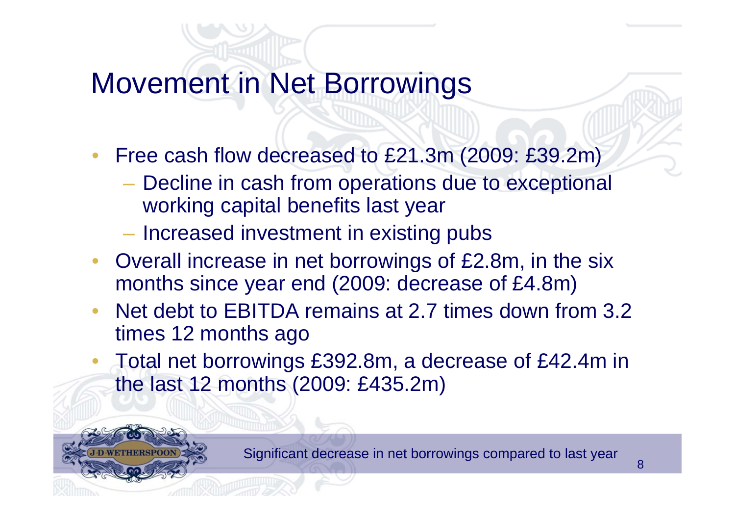# Movement in Net Borrowings

- Free cash flow decreased to £21.3m (2009: £39.2m)
  - Decline in cash from operations due to exceptional working capital benefits last year
  - Increased investment in existing pubs
- Overall increase in net borrowings of £2.8m, in the six months since year end (2009: decrease of £4.8m)
- Net debt to EBITDA remains at 2.7 times down from 3.2 times 12 months ago
- Total net borrowings £392.8m, a decrease of £42.4m in the last 12 months (2009: £435.2m)

Significant decrease in net borrowings compared to last year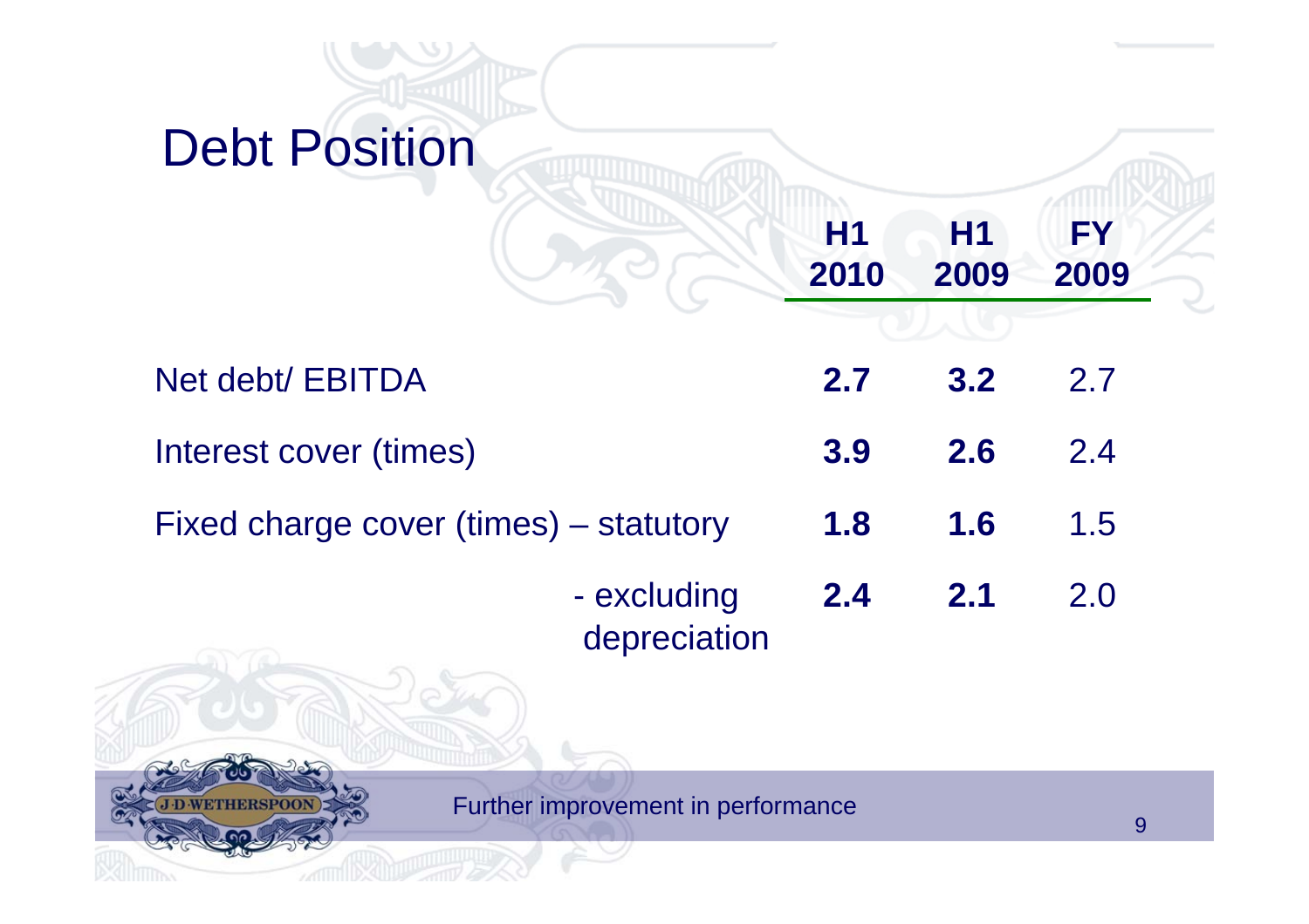# Debt Position

| | H1 2010 | H1 2009 | FY 2009 |
|---|---|---|---|
| Net debt/ EBITDA | **2.7** | **3.2** | 2.7 |
| Interest cover (times) | **3.9** | **2.6** | 2.4 |
| Fixed charge cover (times) – statutory | **1.8** | **1.6** | 1.5 |
| - excluding depreciation | **2.4** | **2.1** | 2.0 |

Further improvement in performance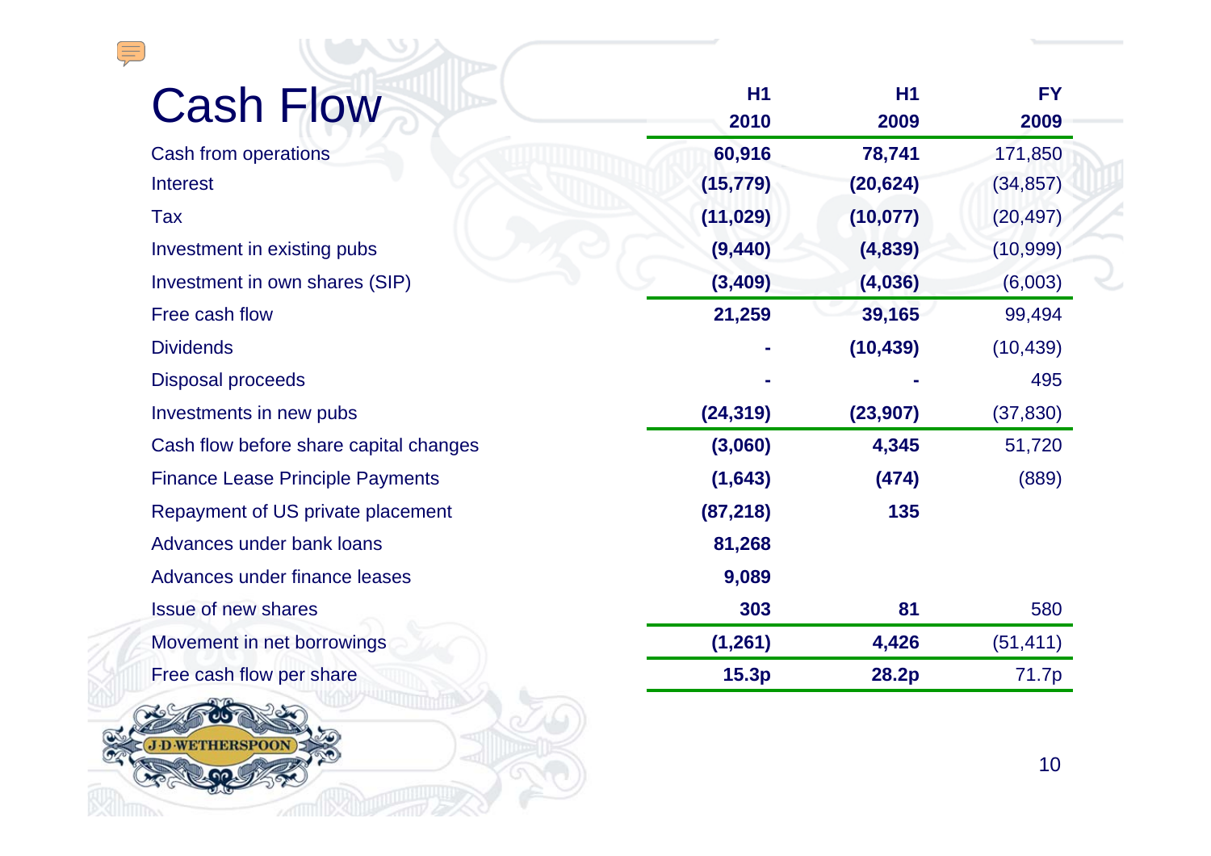# Cash Flow

| | H1 2010 | H1 2009 | FY 2009 |
|---|---|---|---|
| Cash from operations | **60,916** | **78,741** | 171,850 |
| Interest | **(15,779)** | **(20,624)** | (34,857) |
| Tax | **(11,029)** | **(10,077)** | (20,497) |
| Investment in existing pubs | **(9,440)** | **(4,839)** | (10,999) |
| Investment in own shares (SIP) | **(3,409)** | **(4,036)** | (6,003) |
| Free cash flow | **21,259** | **39,165** | 99,494 |
| Dividends | **-** | **(10,439)** | (10,439) |
| Disposal proceeds | **-** | **-** | 495 |
| Investments in new pubs | **(24,319)** | **(23,907)** | (37,830) |
| Cash flow before share capital changes | **(3,060)** | **4,345** | 51,720 |
| Finance Lease Principle Payments | **(1,643)** | **(474)** | (889) |
| Repayment of US private placement | **(87,218)** | **135** | |
| Advances under bank loans | **81,268** | | |
| Advances under finance leases | **9,089** | | |
| Issue of new shares | **303** | **81** | 580 |
| Movement in net borrowings | **(1,261)** | **4,426** | (51,411) |
| Free cash flow per share | **15.3p** | **28.2p** | 71.7p |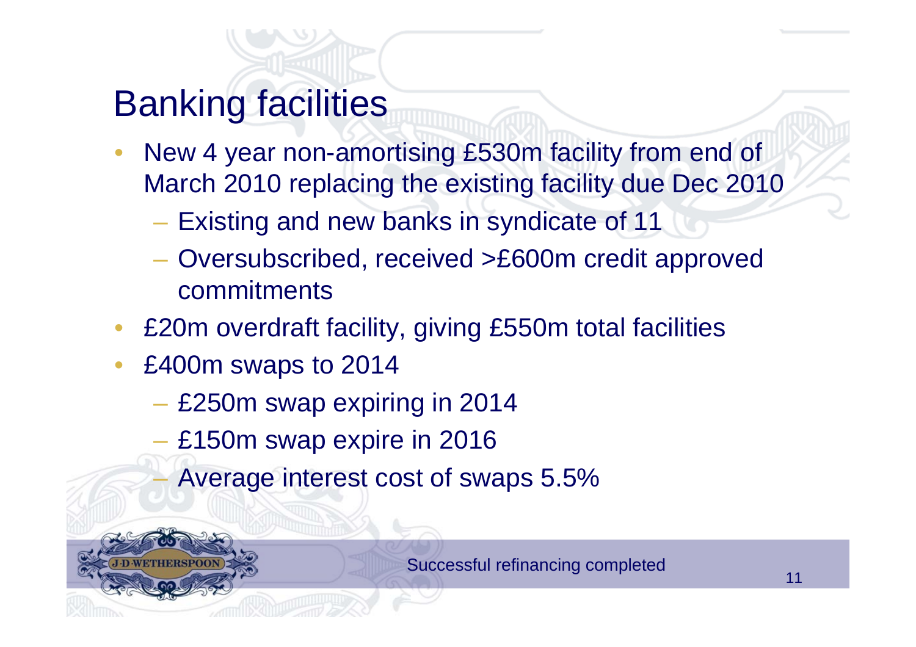# Banking facilities

- New 4 year non-amortising £530m facility from end of March 2010 replacing the existing facility due Dec 2010
  - Existing and new banks in syndicate of 11
  - Oversubscribed, received >£600m credit approved commitments
- £20m overdraft facility, giving £550m total facilities
- £400m swaps to 2014
  - £250m swap expiring in 2014
  - £150m swap expire in 2016
  - Average interest cost of swaps 5.5%

Successful refinancing completed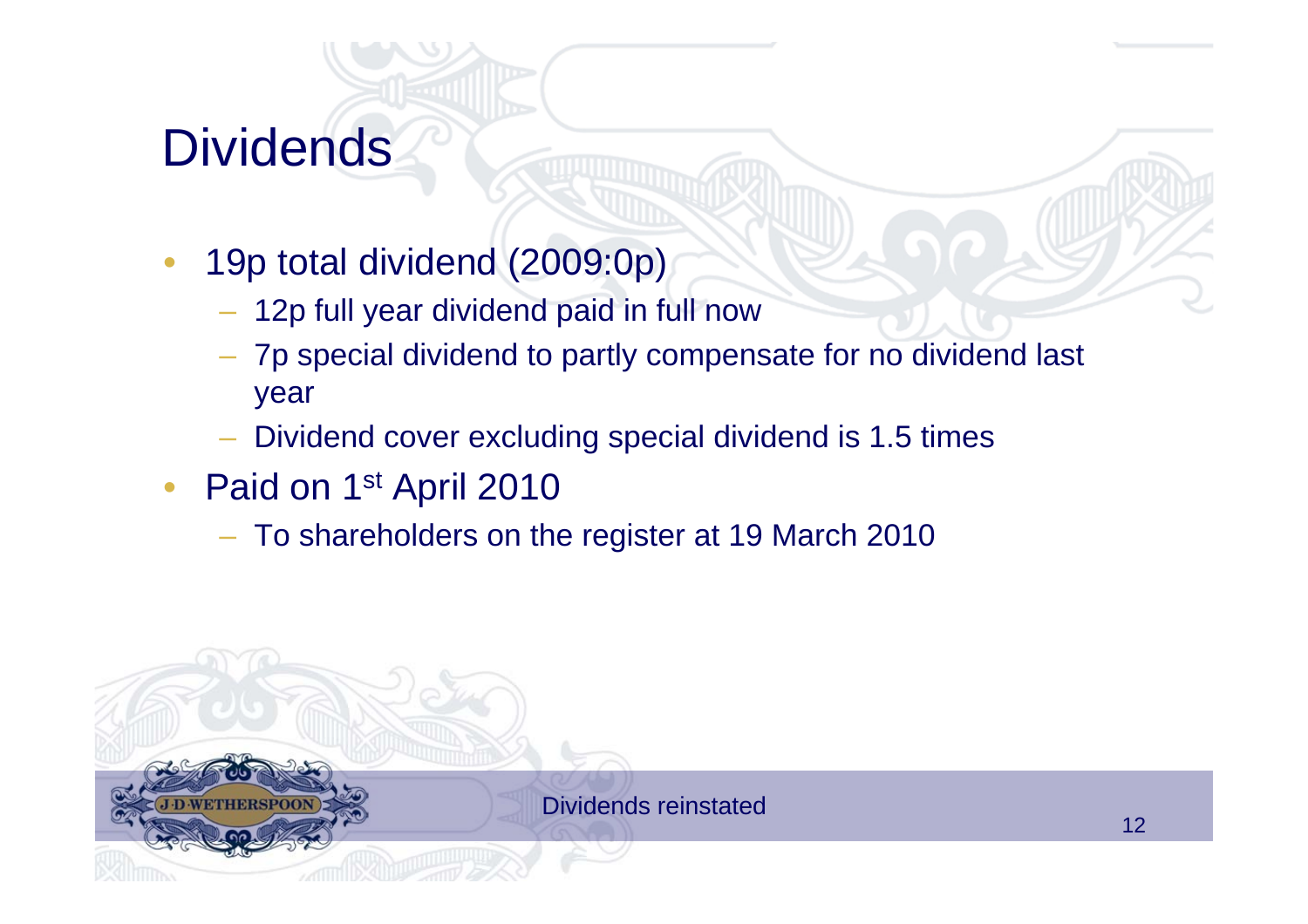# Dividends

- 19p total dividend (2009:0p)
  - 12p full year dividend paid in full now
  - 7p special dividend to partly compensate for no dividend last year
  - Dividend cover excluding special dividend is 1.5 times
- Paid on 1st April 2010
  - To shareholders on the register at 19 March 2010

Dividends reinstated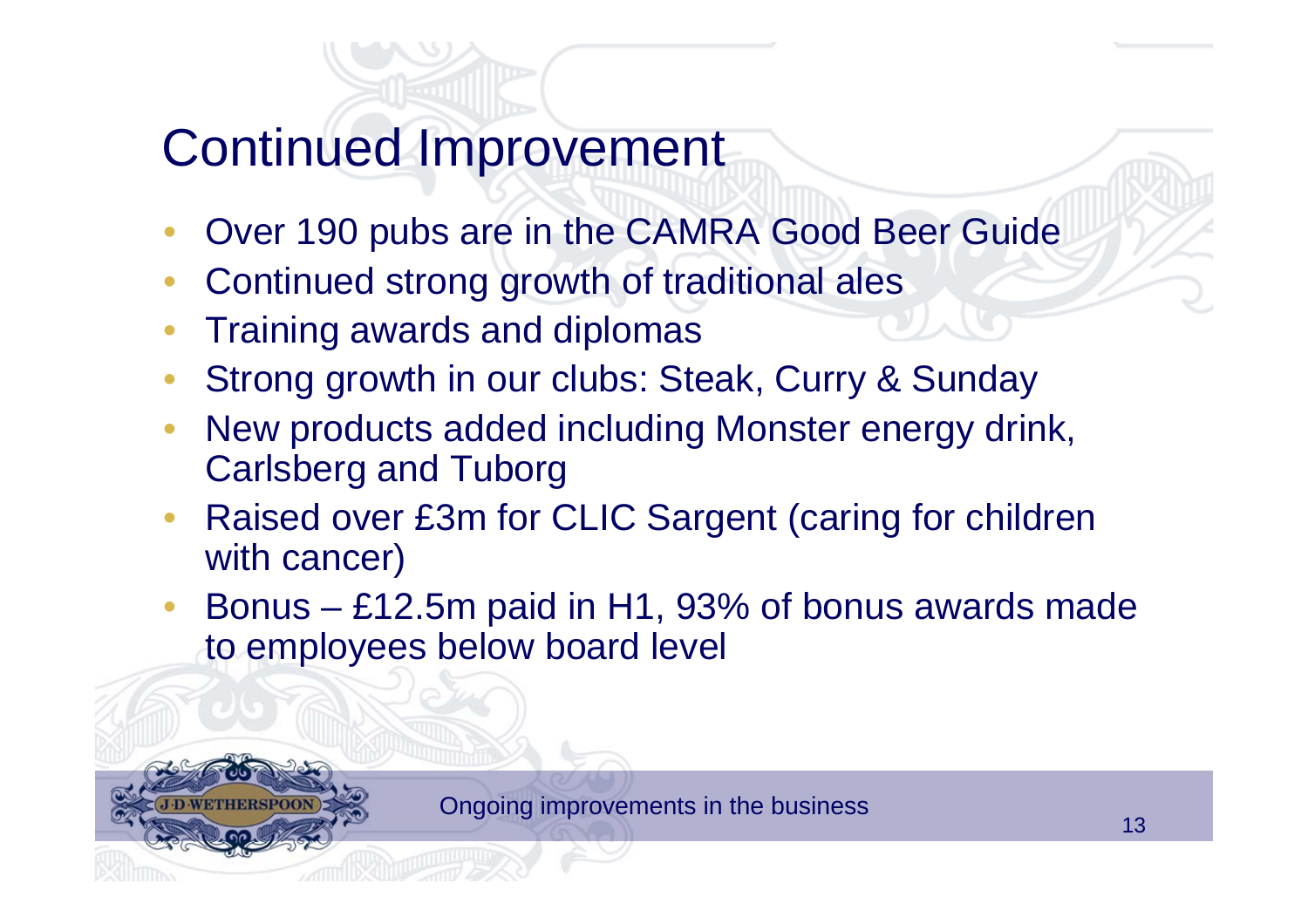# Continued Improvement

- Over 190 pubs are in the CAMRA Good Beer Guide
- Continued strong growth of traditional ales
- Training awards and diplomas
- Strong growth in our clubs: Steak, Curry & Sunday
- New products added including Monster energy drink, Carlsberg and Tuborg
- Raised over £3m for CLIC Sargent (caring for children with cancer)
- Bonus – £12.5m paid in H1, 93% of bonus awards made to employees below board level

Ongoing improvements in the business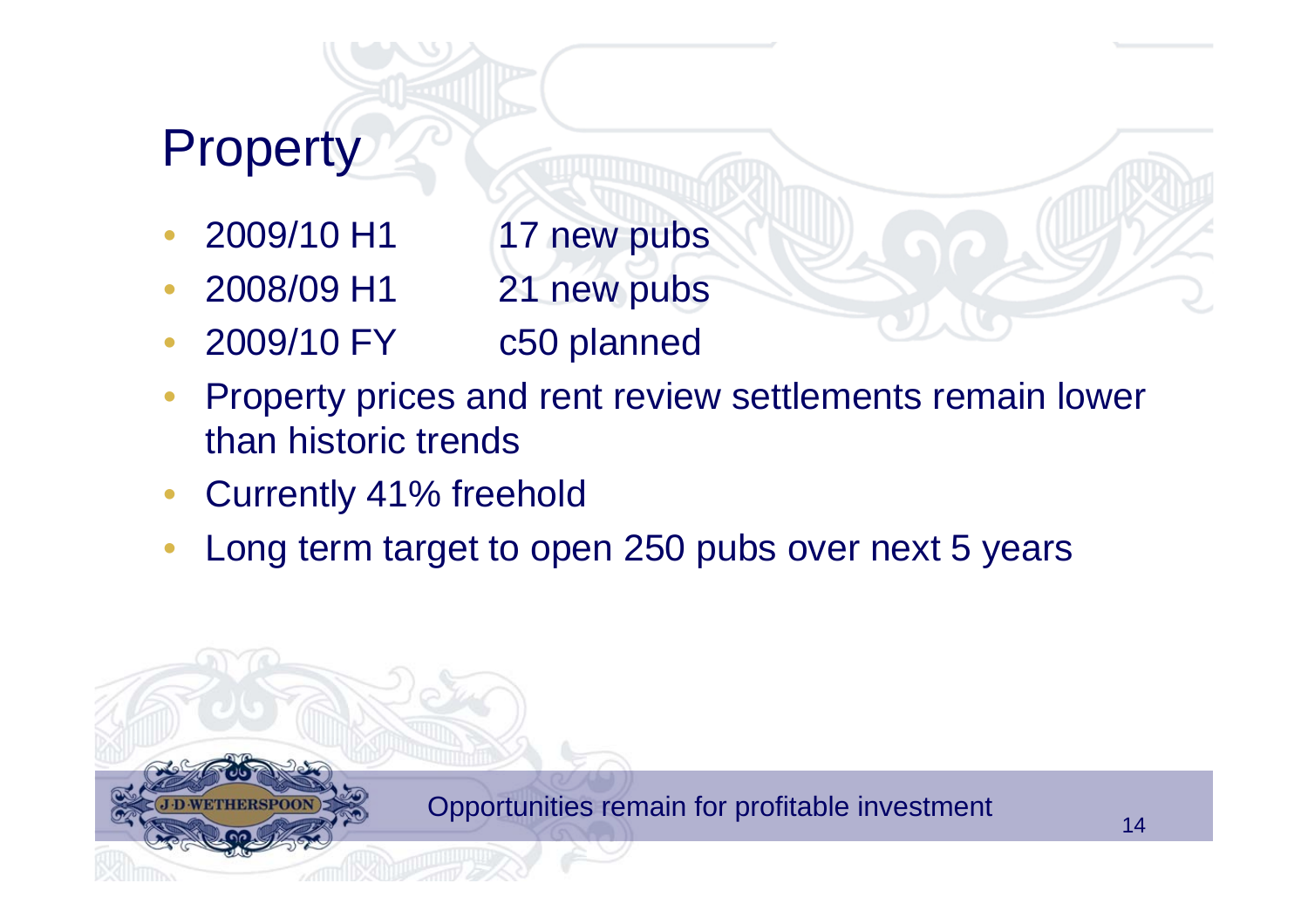# Property

- 2009/10 H1 17 new pubs
- 2008/09 H1 21 new pubs
- 2009/10 FY c50 planned
- Property prices and rent review settlements remain lower than historic trends
- Currently 41% freehold
- Long term target to open 250 pubs over next 5 years

Opportunities remain for profitable investment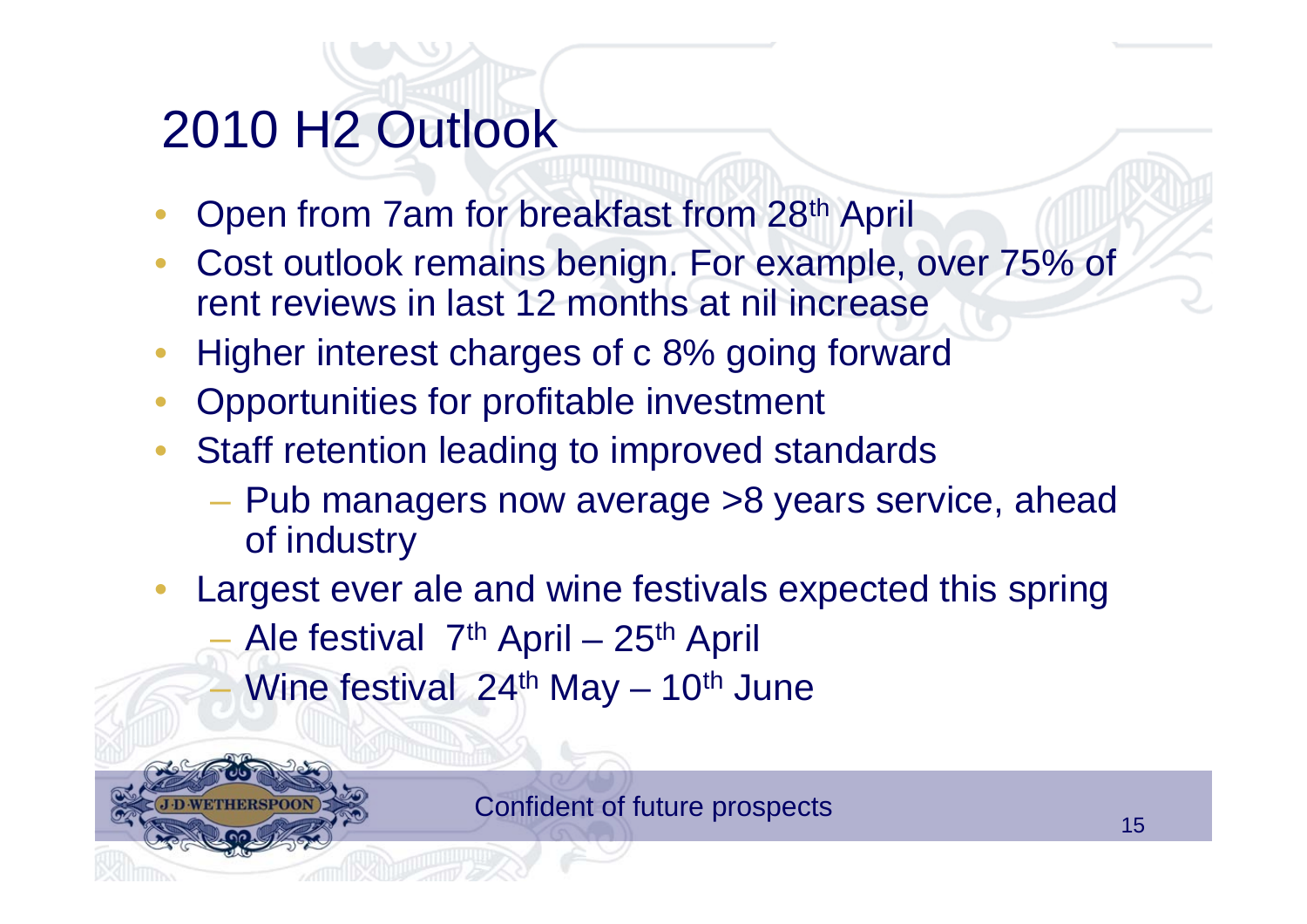# 2010 H2 Outlook

- Open from 7am for breakfast from 28th April
- Cost outlook remains benign. For example, over 75% of rent reviews in last 12 months at nil increase
- Higher interest charges of c 8% going forward
- Opportunities for profitable investment
- Staff retention leading to improved standards
  - Pub managers now average >8 years service, ahead of industry
- Largest ever ale and wine festivals expected this spring
  - Ale festival 7th April – 25th April
  - Wine festival 24th May – 10th June

Confident of future prospects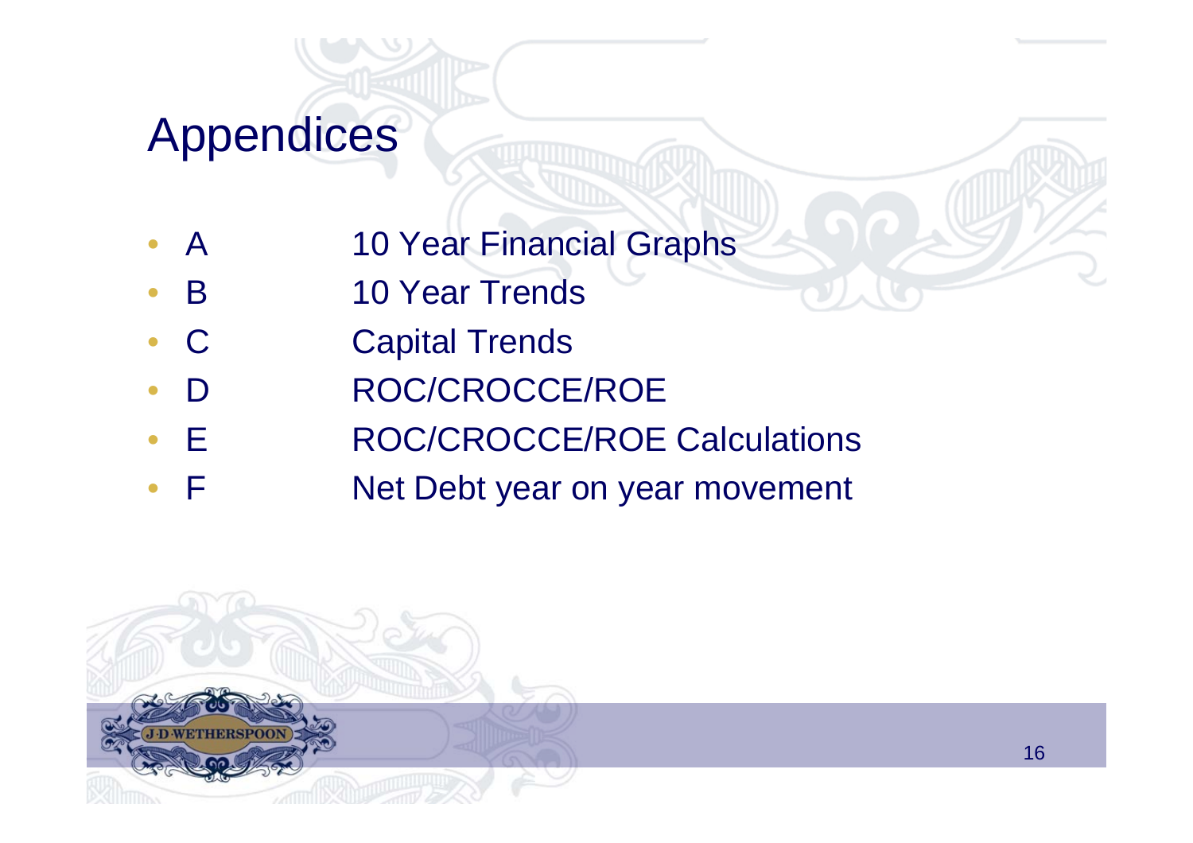# Appendices

- A 10 Year Financial Graphs
- B 10 Year Trends
- C Capital Trends
- D ROC/CROCCE/ROE
- E ROC/CROCCE/ROE Calculations
- F Net Debt year on year movement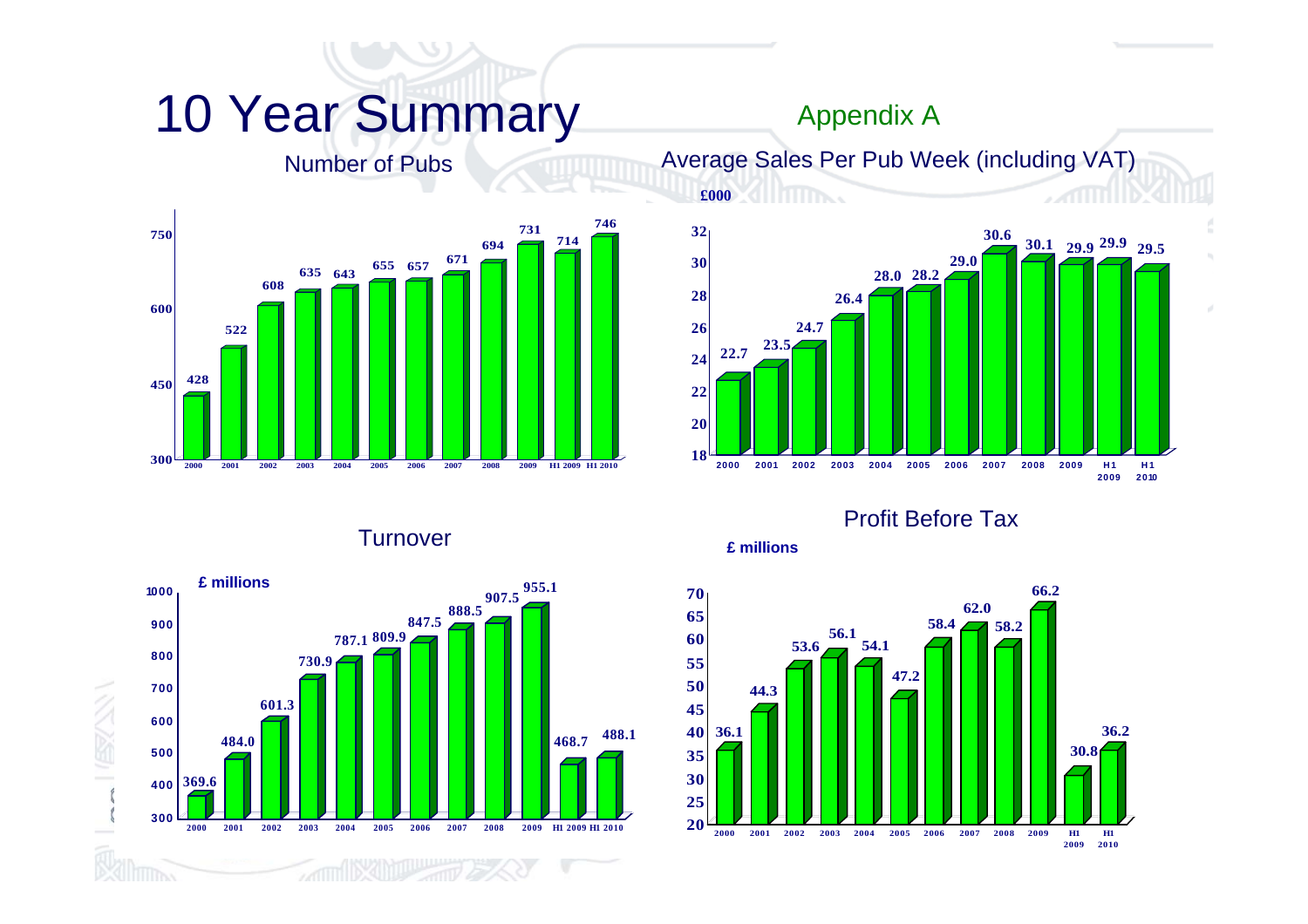# 10 Year Summary

Appendix A

## Number of Pubs

| 2000 | 2001 | 2002 | 2003 | 2004 | 2005 | 2006 | 2007 | 2008 | 2009 | H1 2009 | H1 2010 |
|---|---|---|---|---|---|---|---|---|---|---|---|
| 428 | 522 | 608 | 635 | 643 | 655 | 657 | 671 | 694 | 731 | 714 | 746 |

## Average Sales Per Pub Week (including VAT)

£000

| 2000 | 2001 | 2002 | 2003 | 2004 | 2005 | 2006 | 2007 | 2008 | 2009 | H1 2009 | H1 2010 |
|---|---|---|---|---|---|---|---|---|---|---|---|
| 22.7 | 23.5 | 24.7 | 26.4 | 28.0 | 28.2 | 29.0 | 30.6 | 30.1 | 29.9 | 29.9 | 29.5 |

## Turnover

£ millions

| 2000 | 2001 | 2002 | 2003 | 2004 | 2005 | 2006 | 2007 | 2008 | 2009 | H1 2009 | H1 2010 |
|---|---|---|---|---|---|---|---|---|---|---|---|
| 369.6 | 484.0 | 601.3 | 730.9 | 787.1 | 809.9 | 847.5 | 888.5 | 907.5 | 955.1 | 468.7 | 488.1 |

## Profit Before Tax

£ millions

| 2000 | 2001 | 2002 | 2003 | 2004 | 2005 | 2006 | 2007 | 2008 | 2009 | H1 2009 | H1 2010 |
|---|---|---|---|---|---|---|---|---|---|---|---|
| 36.1 | 44.3 | 53.6 | 56.1 | 54.1 | 47.2 | 58.4 | 62.0 | 58.2 | 66.2 | 30.8 | 36.2 |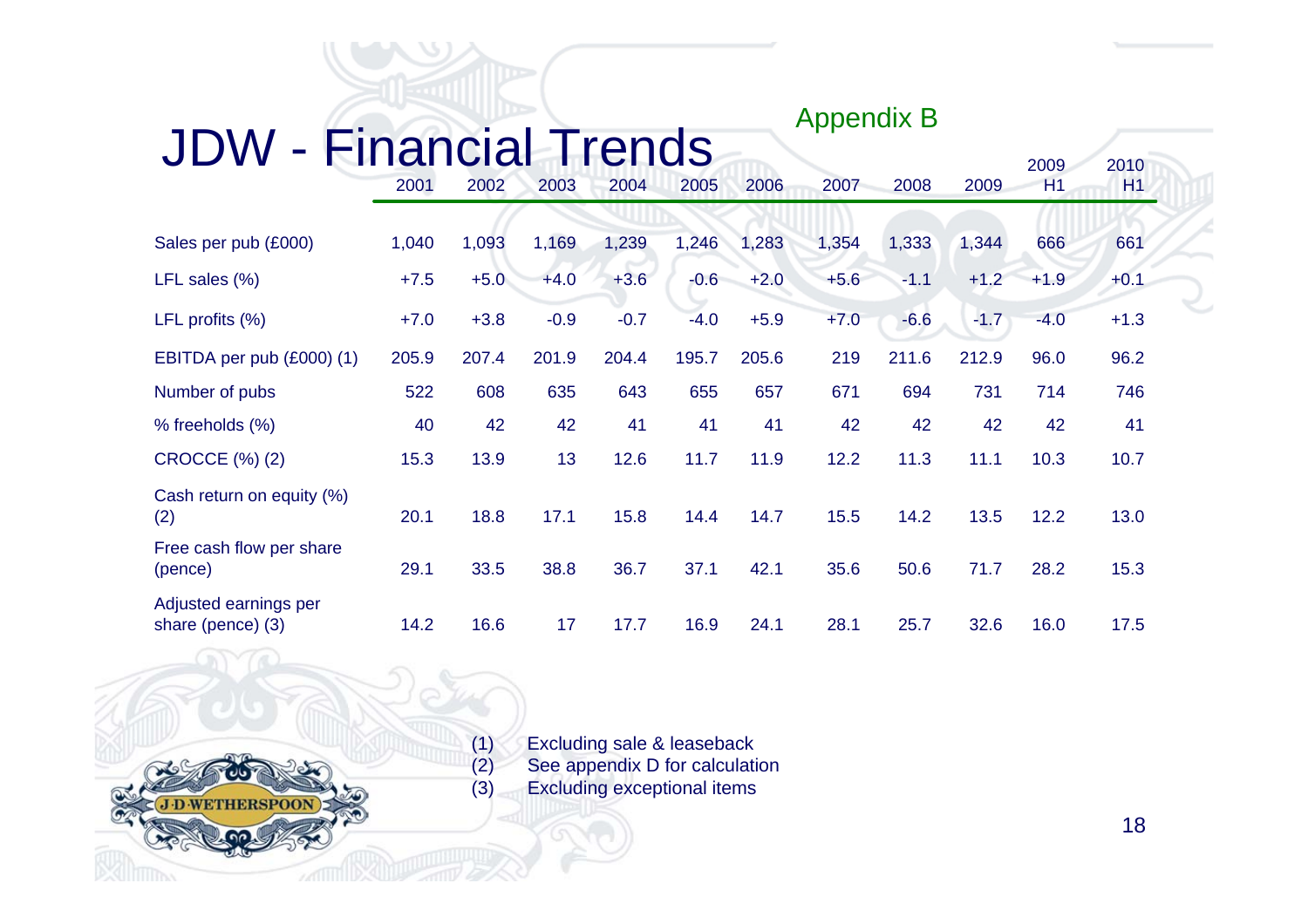# JDW - Financial Trends

Appendix B

| | 2001 | 2002 | 2003 | 2004 | 2005 | 2006 | 2007 | 2008 | 2009 | 2009 H1 | 2010 H1 |
|---|---|---|---|---|---|---|---|---|---|---|---|
| Sales per pub (£000) | 1,040 | 1,093 | 1,169 | 1,239 | 1,246 | 1,283 | 1,354 | 1,333 | 1,344 | 666 | 661 |
| LFL sales (%) | +7.5 | +5.0 | +4.0 | +3.6 | -0.6 | +2.0 | +5.6 | -1.1 | +1.2 | +1.9 | +0.1 |
| LFL profits (%) | +7.0 | +3.8 | -0.9 | -0.7 | -4.0 | +5.9 | +7.0 | -6.6 | -1.7 | -4.0 | +1.3 |
| EBITDA per pub (£000) (1) | 205.9 | 207.4 | 201.9 | 204.4 | 195.7 | 205.6 | 219 | 211.6 | 212.9 | 96.0 | 96.2 |
| Number of pubs | 522 | 608 | 635 | 643 | 655 | 657 | 671 | 694 | 731 | 714 | 746 |
| % freeholds (%) | 40 | 42 | 42 | 41 | 41 | 41 | 42 | 42 | 42 | 42 | 41 |
| CROCCE (%) (2) | 15.3 | 13.9 | 13 | 12.6 | 11.7 | 11.9 | 12.2 | 11.3 | 11.1 | 10.3 | 10.7 |
| Cash return on equity (%) (2) | 20.1 | 18.8 | 17.1 | 15.8 | 14.4 | 14.7 | 15.5 | 14.2 | 13.5 | 12.2 | 13.0 |
| Free cash flow per share (pence) | 29.1 | 33.5 | 38.8 | 36.7 | 37.1 | 42.1 | 35.6 | 50.6 | 71.7 | 28.2 | 15.3 |
| Adjusted earnings per share (pence) (3) | 14.2 | 16.6 | 17 | 17.7 | 16.9 | 24.1 | 28.1 | 25.7 | 32.6 | 16.0 | 17.5 |

(1) Excluding sale & leaseback
(2) See appendix D for calculation
(3) Excluding exceptional items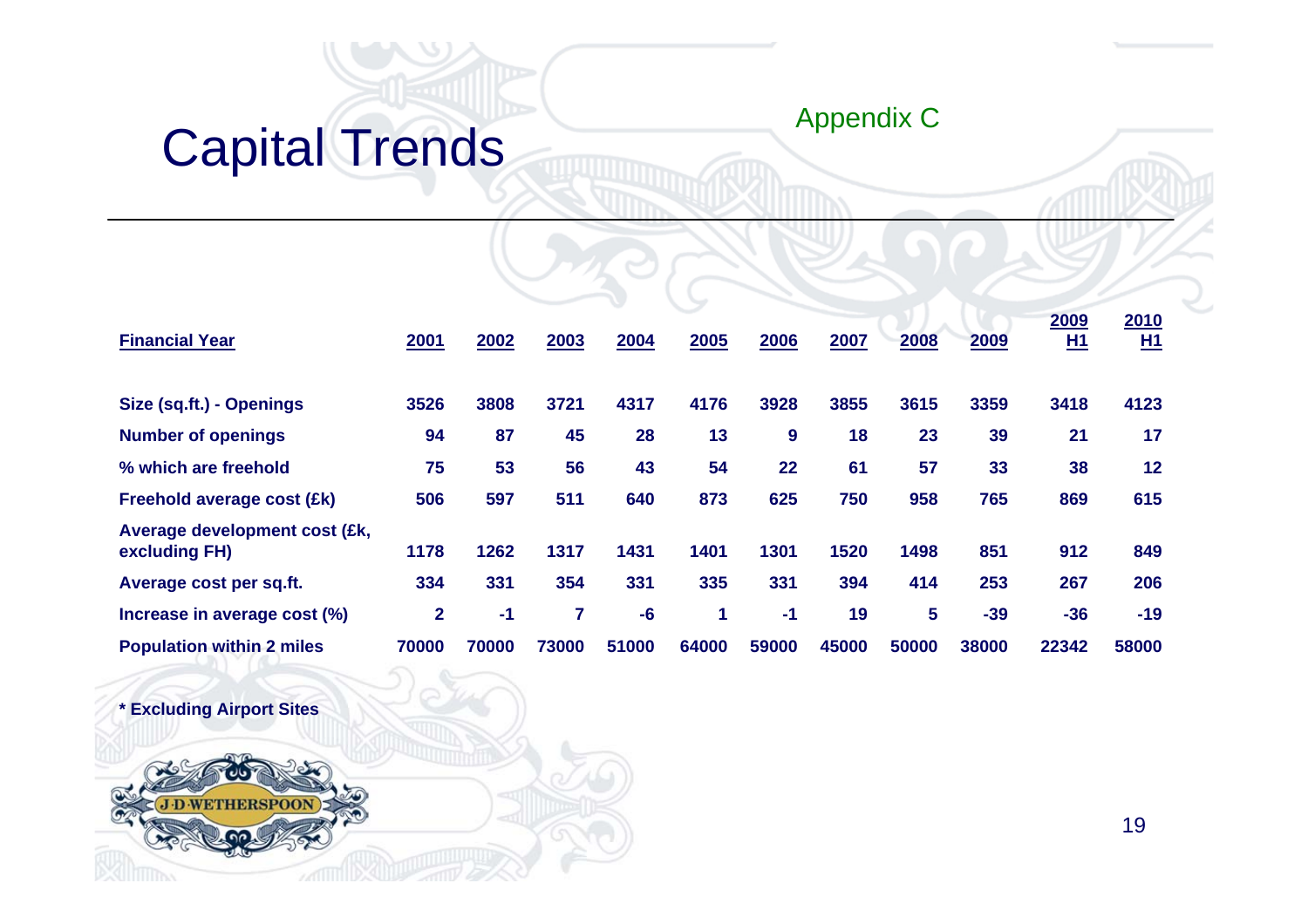Appendix C

# Capital Trends

| Financial Year | 2001 | 2002 | 2003 | 2004 | 2005 | 2006 | 2007 | 2008 | 2009 | 2009 H1 | 2010 H1 |
|---|---|---|---|---|---|---|---|---|---|---|---|
| Size (sq.ft.) - Openings | 3526 | 3808 | 3721 | 4317 | 4176 | 3928 | 3855 | 3615 | 3359 | 3418 | 4123 |
| Number of openings | 94 | 87 | 45 | 28 | 13 | 9 | 18 | 23 | 39 | 21 | 17 |
| % which are freehold | 75 | 53 | 56 | 43 | 54 | 22 | 61 | 57 | 33 | 38 | 12 |
| Freehold average cost (£k) | 506 | 597 | 511 | 640 | 873 | 625 | 750 | 958 | 765 | 869 | 615 |
| Average development cost (£k, excluding FH) | 1178 | 1262 | 1317 | 1431 | 1401 | 1301 | 1520 | 1498 | 851 | 912 | 849 |
| Average cost per sq.ft. | 334 | 331 | 354 | 331 | 335 | 331 | 394 | 414 | 253 | 267 | 206 |
| Increase in average cost (%) | 2 | -1 | 7 | -6 | 1 | -1 | 19 | 5 | -39 | -36 | -19 |
| Population within 2 miles | 70000 | 70000 | 73000 | 51000 | 64000 | 59000 | 45000 | 50000 | 38000 | 22342 | 58000 |

**\* Excluding Airport Sites**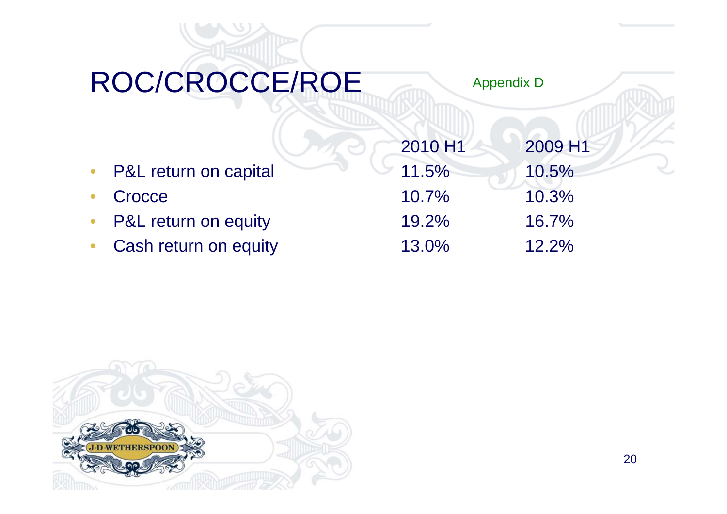# ROC/CROCCE/ROE

Appendix D

| | 2010 H1 | 2009 H1 |
|---|---|---|
| • P&L return on capital | 11.5% | 10.5% |
| • Crocce | 10.7% | 10.3% |
| • P&L return on equity | 19.2% | 16.7% |
| • Cash return on equity | 13.0% | 12.2% |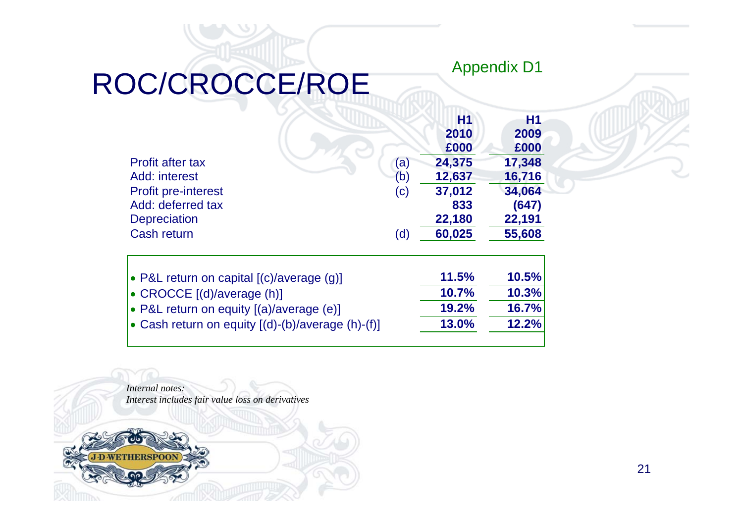Appendix D1

# ROC/CROCCE/ROE

| | | H1 2010 £000 | H1 2009 £000 |
|---|---|---|---|
| Profit after tax | (a) | 24,375 | 17,348 |
| Add: interest | (b) | 12,637 | 16,716 |
| Profit pre-interest | (c) | 37,012 | 34,064 |
| Add: deferred tax | | 833 | (647) |
| Depreciation | | 22,180 | 22,191 |
| Cash return | (d) | 60,025 | 55,608 |

| | H1 2010 | H1 2009 |
|---|---|---|
| • P&L return on capital [(c)/average (g)] | 11.5% | 10.5% |
| • CROCCE [(d)/average (h)] | 10.7% | 10.3% |
| • P&L return on equity [(a)/average (e)] | 19.2% | 16.7% |
| • Cash return on equity [(d)-(b)/average (h)-(f)] | 13.0% | 12.2% |

*Internal notes:*
*Interest includes fair value loss on derivatives*

J·D·WETHERSPOON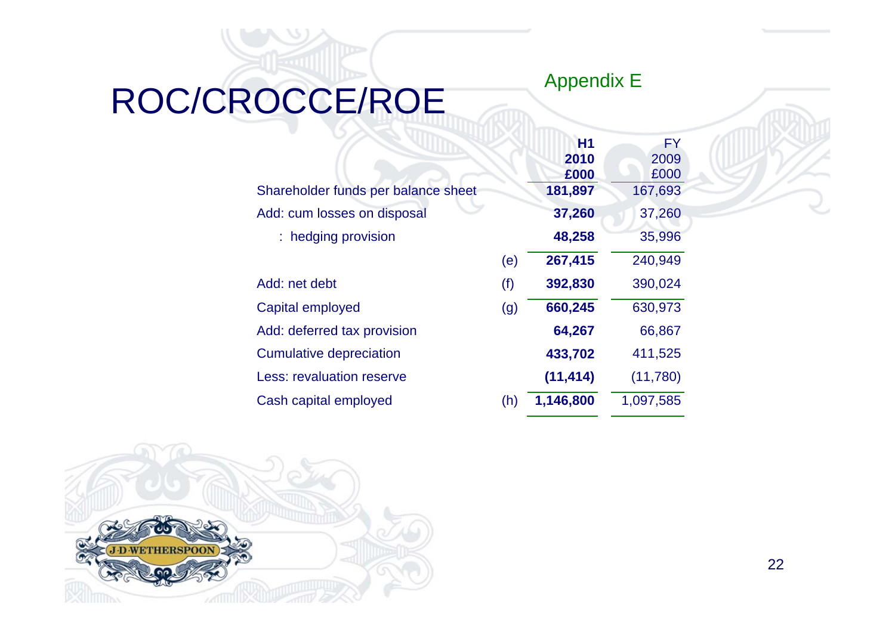# ROC/CROCCE/ROE

Appendix E

| | | H1 2010 £000 | FY 2009 £000 |
|---|---|---|---|
| Shareholder funds per balance sheet | | **181,897** | 167,693 |
| Add: cum losses on disposal | | **37,260** | 37,260 |
| : hedging provision | | **48,258** | 35,996 |
| | (e) | **267,415** | 240,949 |
| Add: net debt | (f) | **392,830** | 390,024 |
| Capital employed | (g) | **660,245** | 630,973 |
| Add: deferred tax provision | | **64,267** | 66,867 |
| Cumulative depreciation | | **433,702** | 411,525 |
| Less: revaluation reserve | | **(11,414)** | (11,780) |
| Cash capital employed | (h) | **1,146,800** | 1,097,585 |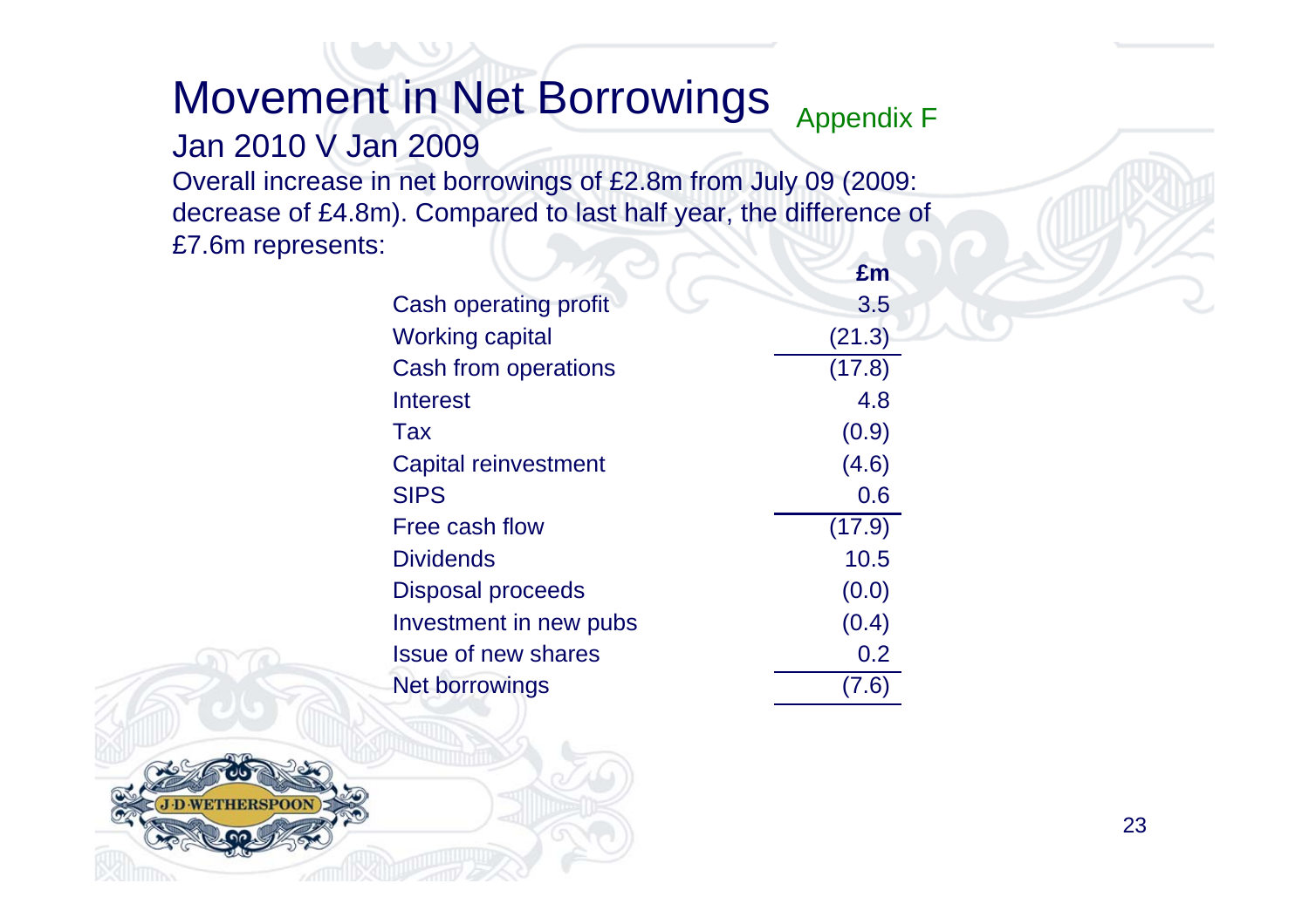# Movement in Net Borrowings

Appendix F

## Jan 2010 V Jan 2009

Overall increase in net borrowings of £2.8m from July 09 (2009: decrease of £4.8m). Compared to last half year, the difference of £7.6m represents:

| | £m |
|---|---|
| Cash operating profit | 3.5 |
| Working capital | (21.3) |
| Cash from operations | (17.8) |
| Interest | 4.8 |
| Tax | (0.9) |
| Capital reinvestment | (4.6) |
| SIPS | 0.6 |
| Free cash flow | (17.9) |
| Dividends | 10.5 |
| Disposal proceeds | (0.0) |
| Investment in new pubs | (0.4) |
| Issue of new shares | 0.2 |
| Net borrowings | (7.6) |